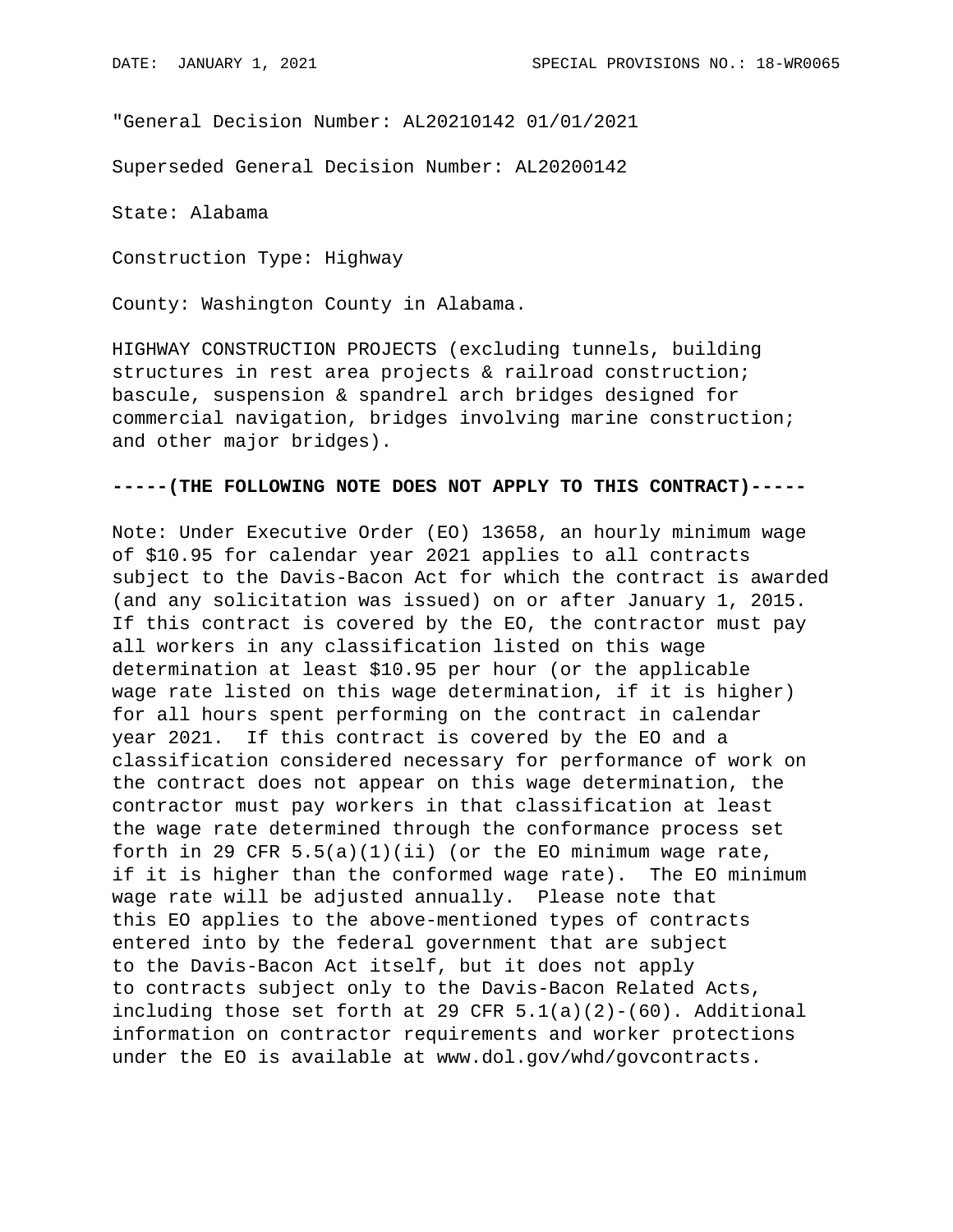"General Decision Number: AL20210142 01/01/2021

Superseded General Decision Number: AL20200142

State: Alabama

Construction Type: Highway

County: Washington County in Alabama.

HIGHWAY CONSTRUCTION PROJECTS (excluding tunnels, building structures in rest area projects & railroad construction; bascule, suspension & spandrel arch bridges designed for commercial navigation, bridges involving marine construction; and other major bridges).

**-----(THE FOLLOWING NOTE DOES NOT APPLY TO THIS CONTRACT)-----**

Note: Under Executive Order (EO) 13658, an hourly minimum wage of $10.95 for calendar year 2021 applies to all contracts subject to the Davis-Bacon Act for which the contract is awarded (and any solicitation was issued) on or after January 1, 2015. If this contract is covered by the EO, the contractor must pay all workers in any classification listed on this wage determination at least $10.95 per hour (or the applicable wage rate listed on this wage determination, if it is higher) for all hours spent performing on the contract in calendar year 2021. If this contract is covered by the EO and a classification considered necessary for performance of work on the contract does not appear on this wage determination, the contractor must pay workers in that classification at least the wage rate determined through the conformance process set forth in 29 CFR 5.5(a)(1)(ii) (or the EO minimum wage rate, if it is higher than the conformed wage rate). The EO minimum wage rate will be adjusted annually. Please note that this EO applies to the above-mentioned types of contracts entered into by the federal government that are subject to the Davis-Bacon Act itself, but it does not apply to contracts subject only to the Davis-Bacon Related Acts, including those set forth at 29 CFR 5.1(a)(2)-(60). Additional information on contractor requirements and worker protections under the EO is available at www.dol.gov/whd/govcontracts.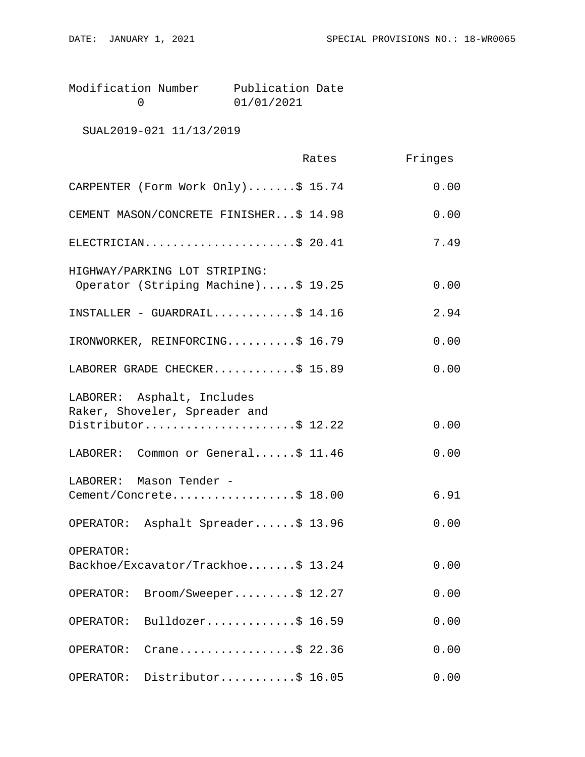| Modification Number | Publication Date |
|---|---|
| 0 | 01/01/2021 |

SUAL2019-021 11/13/2019

| | Rates | Fringes |
|---|---|---|
| CARPENTER (Form Work Only) | $ 15.74 | 0.00 |
| CEMENT MASON/CONCRETE FINISHER | $ 14.98 | 0.00 |
| ELECTRICIAN | $ 20.41 | 7.49 |
| HIGHWAY/PARKING LOT STRIPING: Operator (Striping Machine) | $ 19.25 | 0.00 |
| INSTALLER - GUARDRAIL | $ 14.16 | 2.94 |
| IRONWORKER, REINFORCING | $ 16.79 | 0.00 |
| LABORER GRADE CHECKER | $ 15.89 | 0.00 |
| LABORER: Asphalt, Includes Raker, Shoveler, Spreader and Distributor | $ 12.22 | 0.00 |
| LABORER: Common or General | $ 11.46 | 0.00 |
| LABORER: Mason Tender - Cement/Concrete | $ 18.00 | 6.91 |
| OPERATOR: Asphalt Spreader | $ 13.96 | 0.00 |
| OPERATOR: Backhoe/Excavator/Trackhoe | $ 13.24 | 0.00 |
| OPERATOR: Broom/Sweeper | $ 12.27 | 0.00 |
| OPERATOR: Bulldozer | $ 16.59 | 0.00 |
| OPERATOR: Crane | $ 22.36 | 0.00 |
| OPERATOR: Distributor | $ 16.05 | 0.00 |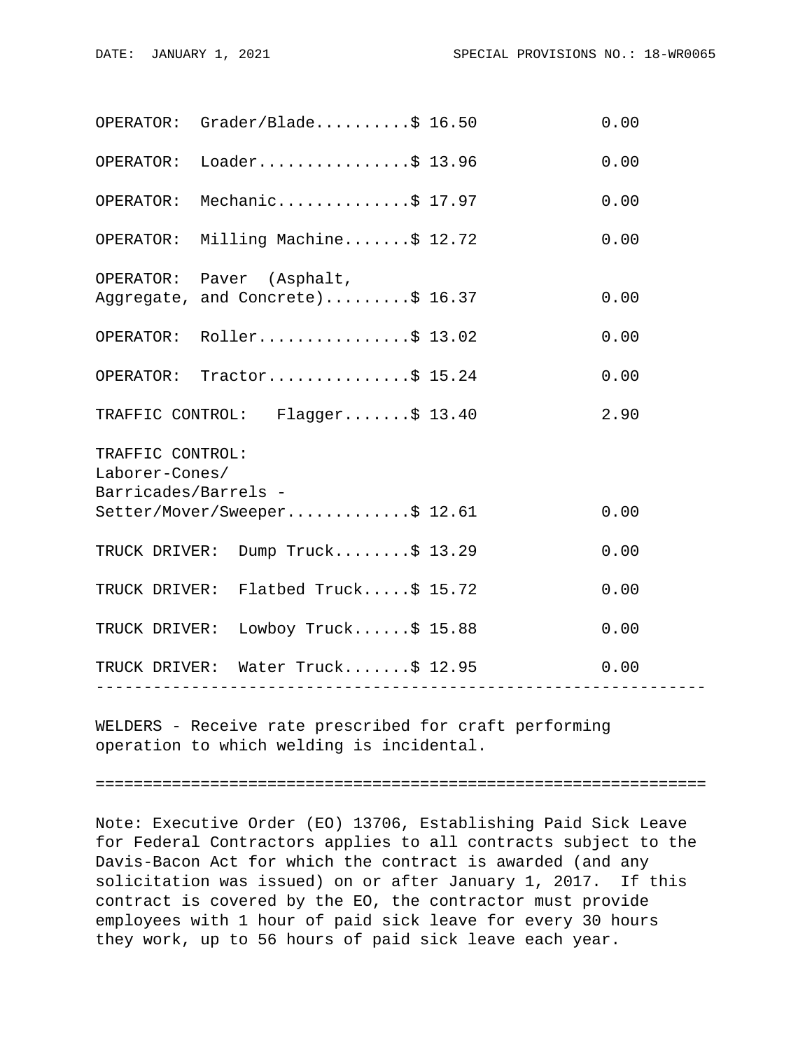| | | |
|---|---|---|
| OPERATOR: Grader/Blade | $ 16.50 | 0.00 |
| OPERATOR: Loader | $ 13.96 | 0.00 |
| OPERATOR: Mechanic | $ 17.97 | 0.00 |
| OPERATOR: Milling Machine | $ 12.72 | 0.00 |
| OPERATOR: Paver (Asphalt, Aggregate, and Concrete) | $ 16.37 | 0.00 |
| OPERATOR: Roller | $ 13.02 | 0.00 |
| OPERATOR: Tractor | $ 15.24 | 0.00 |
| TRAFFIC CONTROL: Flagger | $ 13.40 | 2.90 |
| TRAFFIC CONTROL: Laborer-Cones/ Barricades/Barrels - Setter/Mover/Sweeper | $ 12.61 | 0.00 |
| TRUCK DRIVER: Dump Truck | $ 13.29 | 0.00 |
| TRUCK DRIVER: Flatbed Truck | $ 15.72 | 0.00 |
| TRUCK DRIVER: Lowboy Truck | $ 15.88 | 0.00 |
| TRUCK DRIVER: Water Truck | $ 12.95 | 0.00 |

---

WELDERS - Receive rate prescribed for craft performing operation to which welding is incidental.

================================================================

Note: Executive Order (EO) 13706, Establishing Paid Sick Leave for Federal Contractors applies to all contracts subject to the Davis-Bacon Act for which the contract is awarded (and any solicitation was issued) on or after January 1, 2017. If this contract is covered by the EO, the contractor must provide employees with 1 hour of paid sick leave for every 30 hours they work, up to 56 hours of paid sick leave each year.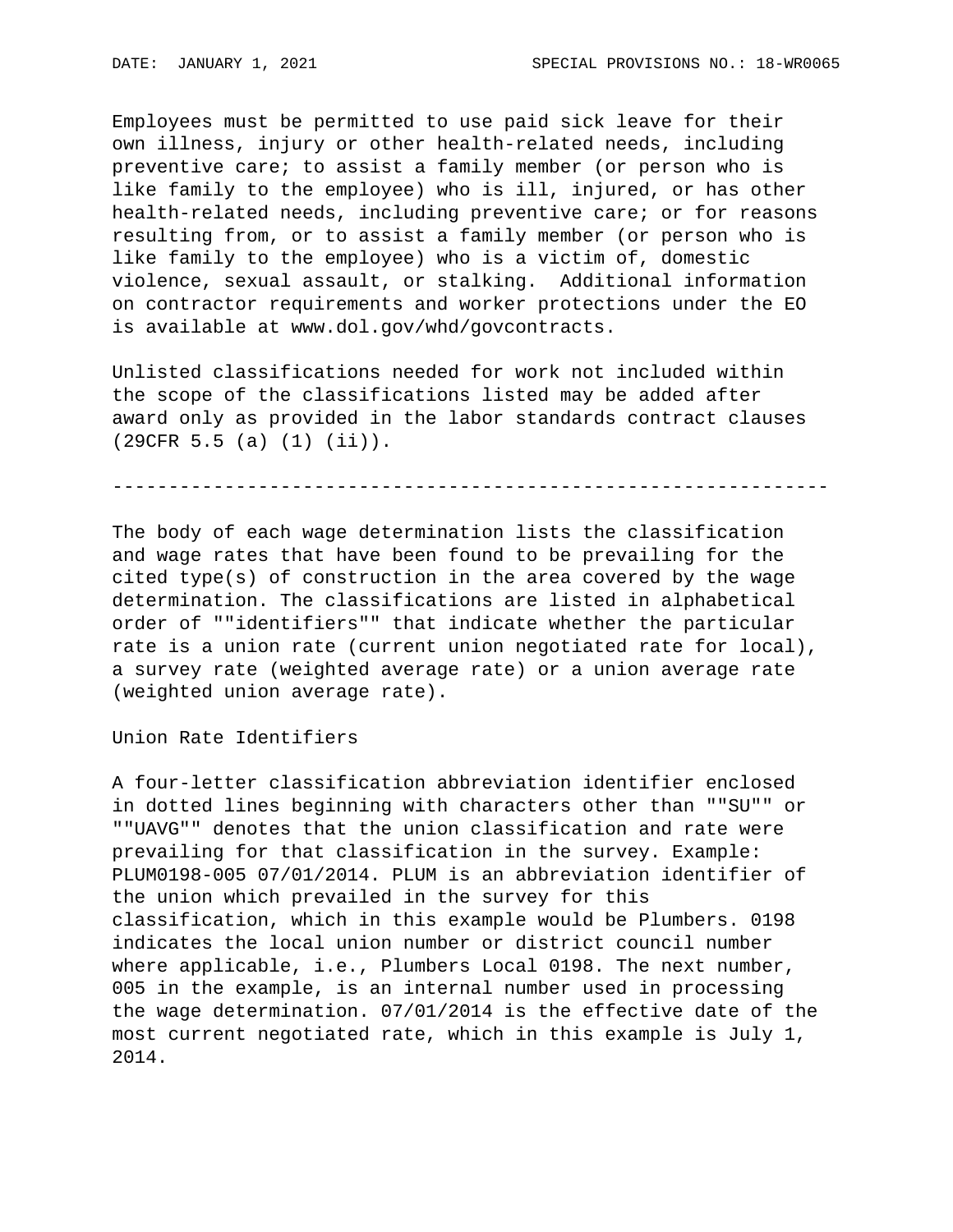Employees must be permitted to use paid sick leave for their own illness, injury or other health-related needs, including preventive care; to assist a family member (or person who is like family to the employee) who is ill, injured, or has other health-related needs, including preventive care; or for reasons resulting from, or to assist a family member (or person who is like family to the employee) who is a victim of, domestic violence, sexual assault, or stalking.  Additional information on contractor requirements and worker protections under the EO is available at www.dol.gov/whd/govcontracts.

Unlisted classifications needed for work not included within the scope of the classifications listed may be added after award only as provided in the labor standards contract clauses (29CFR 5.5 (a) (1) (ii)).

----------------------------------------------------------------

The body of each wage determination lists the classification and wage rates that have been found to be prevailing for the cited type(s) of construction in the area covered by the wage determination. The classifications are listed in alphabetical order of ""identifiers"" that indicate whether the particular rate is a union rate (current union negotiated rate for local), a survey rate (weighted average rate) or a union average rate (weighted union average rate).

Union Rate Identifiers

A four-letter classification abbreviation identifier enclosed in dotted lines beginning with characters other than ""SU"" or ""UAVG"" denotes that the union classification and rate were prevailing for that classification in the survey. Example: PLUM0198-005 07/01/2014. PLUM is an abbreviation identifier of the union which prevailed in the survey for this classification, which in this example would be Plumbers. 0198 indicates the local union number or district council number where applicable, i.e., Plumbers Local 0198. The next number, 005 in the example, is an internal number used in processing the wage determination. 07/01/2014 is the effective date of the most current negotiated rate, which in this example is July 1, 2014.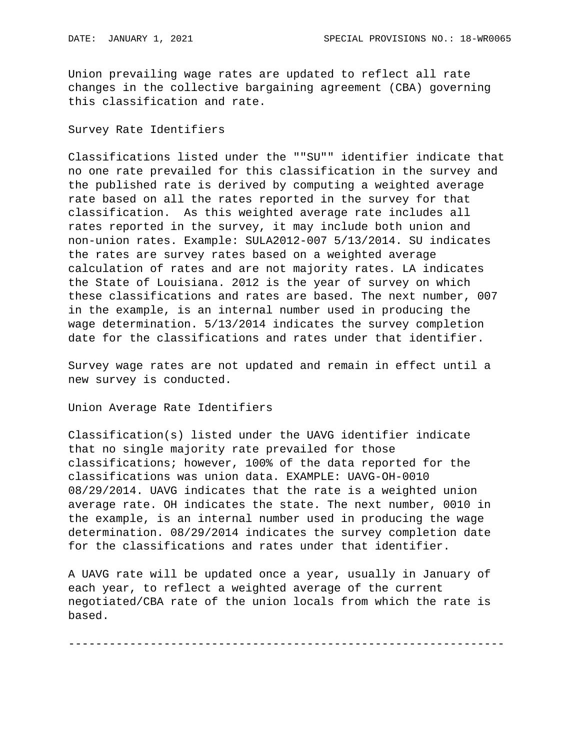Union prevailing wage rates are updated to reflect all rate changes in the collective bargaining agreement (CBA) governing this classification and rate.

Survey Rate Identifiers

Classifications listed under the ""SU"" identifier indicate that no one rate prevailed for this classification in the survey and the published rate is derived by computing a weighted average rate based on all the rates reported in the survey for that classification. As this weighted average rate includes all rates reported in the survey, it may include both union and non-union rates. Example: SULA2012-007 5/13/2014. SU indicates the rates are survey rates based on a weighted average calculation of rates and are not majority rates. LA indicates the State of Louisiana. 2012 is the year of survey on which these classifications and rates are based. The next number, 007 in the example, is an internal number used in producing the wage determination. 5/13/2014 indicates the survey completion date for the classifications and rates under that identifier.

Survey wage rates are not updated and remain in effect until a new survey is conducted.

Union Average Rate Identifiers

Classification(s) listed under the UAVG identifier indicate that no single majority rate prevailed for those classifications; however, 100% of the data reported for the classifications was union data. EXAMPLE: UAVG-OH-0010 08/29/2014. UAVG indicates that the rate is a weighted union average rate. OH indicates the state. The next number, 0010 in the example, is an internal number used in producing the wage determination. 08/29/2014 indicates the survey completion date for the classifications and rates under that identifier.

A UAVG rate will be updated once a year, usually in January of each year, to reflect a weighted average of the current negotiated/CBA rate of the union locals from which the rate is based.

----------------------------------------------------------------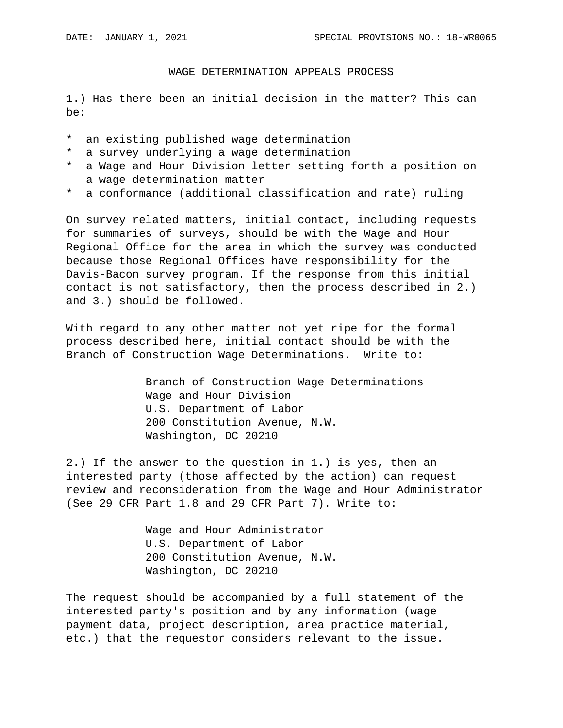## WAGE DETERMINATION APPEALS PROCESS

1.) Has there been an initial decision in the matter? This can be:

* an existing published wage determination
* a survey underlying a wage determination
* a Wage and Hour Division letter setting forth a position on a wage determination matter
* a conformance (additional classification and rate) ruling

On survey related matters, initial contact, including requests for summaries of surveys, should be with the Wage and Hour Regional Office for the area in which the survey was conducted because those Regional Offices have responsibility for the Davis-Bacon survey program. If the response from this initial contact is not satisfactory, then the process described in 2.) and 3.) should be followed.

With regard to any other matter not yet ripe for the formal process described here, initial contact should be with the Branch of Construction Wage Determinations. Write to:

Branch of Construction Wage Determinations
Wage and Hour Division
U.S. Department of Labor
200 Constitution Avenue, N.W.
Washington, DC 20210

2.) If the answer to the question in 1.) is yes, then an interested party (those affected by the action) can request review and reconsideration from the Wage and Hour Administrator (See 29 CFR Part 1.8 and 29 CFR Part 7). Write to:

Wage and Hour Administrator
U.S. Department of Labor
200 Constitution Avenue, N.W.
Washington, DC 20210

The request should be accompanied by a full statement of the interested party's position and by any information (wage payment data, project description, area practice material, etc.) that the requestor considers relevant to the issue.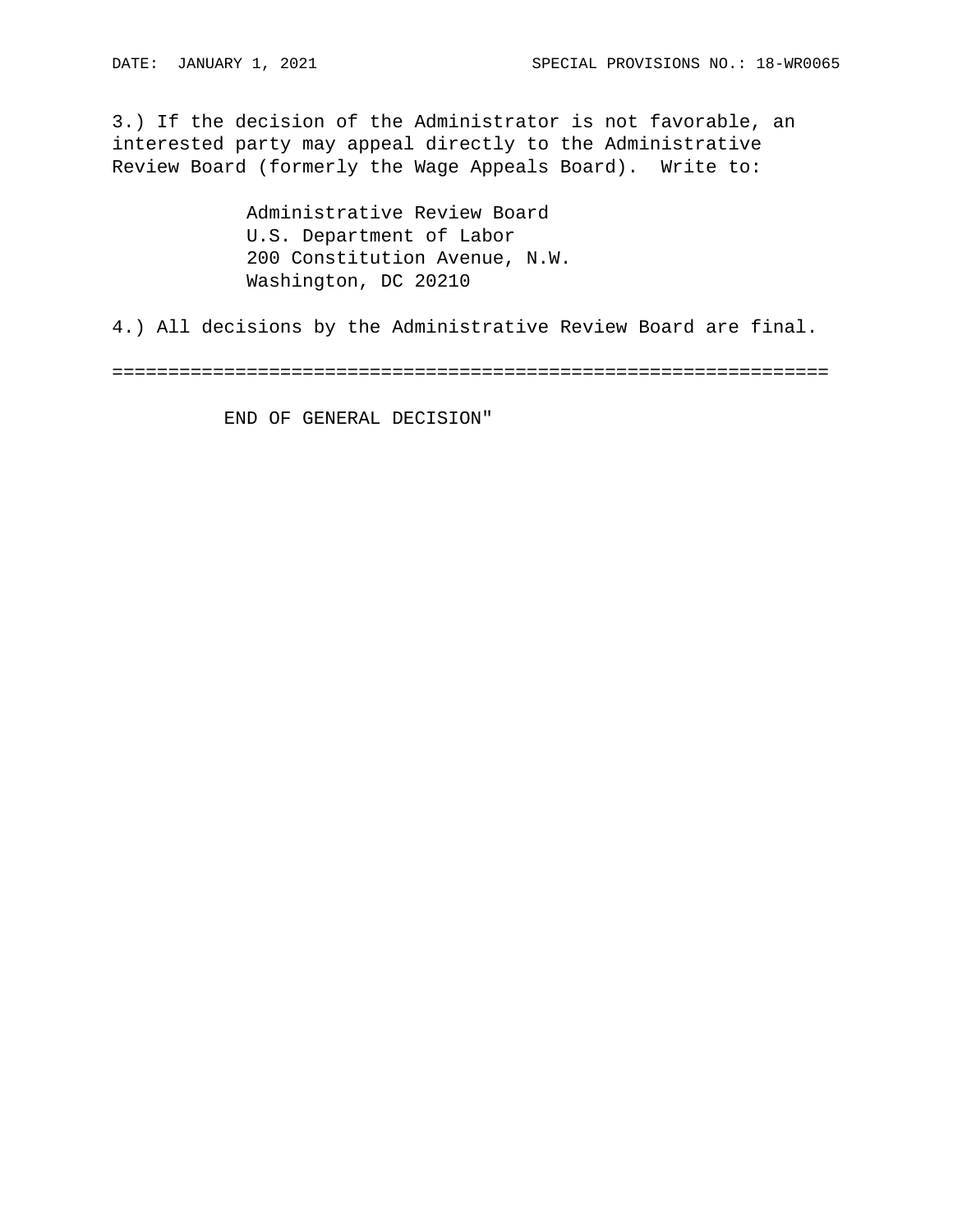3.) If the decision of the Administrator is not favorable, an interested party may appeal directly to the Administrative Review Board (formerly the Wage Appeals Board). Write to:

Administrative Review Board
U.S. Department of Labor
200 Constitution Avenue, N.W.
Washington, DC 20210

4.) All decisions by the Administrative Review Board are final.

================================================================

END OF GENERAL DECISION"